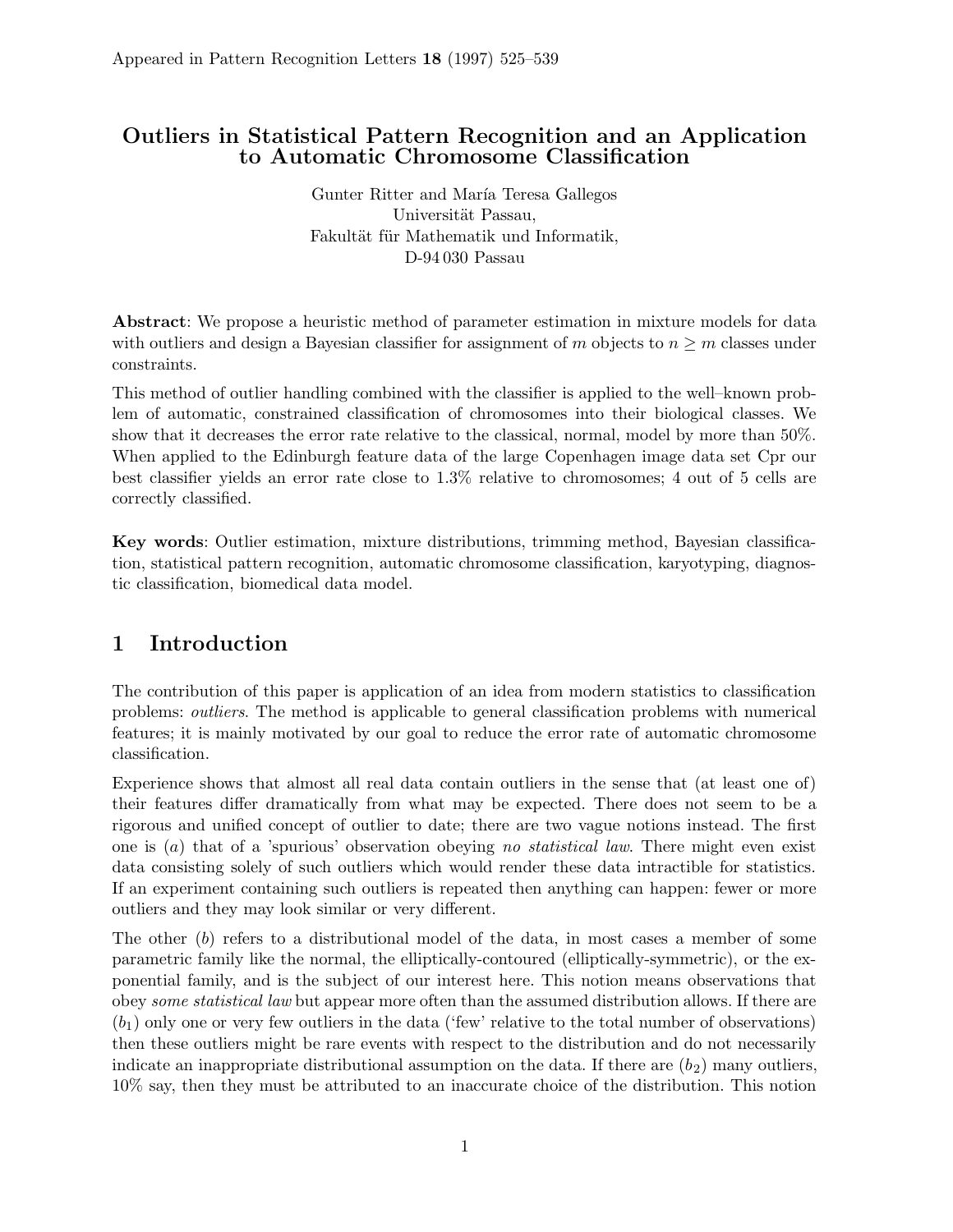Appeared in Pattern Recognition Letters **18** (1997) 525–539

# Outliers in Statistical Pattern Recognition and an Application to Automatic Chromosome Classification

Gunter Ritter and María Teresa Gallegos
Universität Passau,
Fakultät für Mathematik und Informatik,
D-94 030 Passau

**Abstract**: We propose a heuristic method of parameter estimation in mixture models for data with outliers and design a Bayesian classifier for assignment of $m$ objects to $n \geq m$ classes under constraints.

This method of outlier handling combined with the classifier is applied to the well–known problem of automatic, constrained classification of chromosomes into their biological classes. We show that it decreases the error rate relative to the classical, normal, model by more than 50%. When applied to the Edinburgh feature data of the large Copenhagen image data set Cpr our best classifier yields an error rate close to 1.3% relative to chromosomes; 4 out of 5 cells are correctly classified.

**Key words**: Outlier estimation, mixture distributions, trimming method, Bayesian classification, statistical pattern recognition, automatic chromosome classification, karyotyping, diagnostic classification, biomedical data model.

## 1 Introduction

The contribution of this paper is application of an idea from modern statistics to classification problems: *outliers*. The method is applicable to general classification problems with numerical features; it is mainly motivated by our goal to reduce the error rate of automatic chromosome classification.

Experience shows that almost all real data contain outliers in the sense that (at least one of) their features differ dramatically from what may be expected. There does not seem to be a rigorous and unified concept of outlier to date; there are two vague notions instead. The first one is $(a)$ that of a 'spurious' observation obeying *no statistical law*. There might even exist data consisting solely of such outliers which would render these data intractible for statistics. If an experiment containing such outliers is repeated then anything can happen: fewer or more outliers and they may look similar or very different.

The other $(b)$ refers to a distributional model of the data, in most cases a member of some parametric family like the normal, the elliptically-contoured (elliptically-symmetric), or the exponential family, and is the subject of our interest here. This notion means observations that obey *some statistical law* but appear more often than the assumed distribution allows. If there are $(b_1)$ only one or very few outliers in the data ('few' relative to the total number of observations) then these outliers might be rare events with respect to the distribution and do not necessarily indicate an inappropriate distributional assumption on the data. If there are $(b_2)$ many outliers, 10% say, then they must be attributed to an inaccurate choice of the distribution. This notion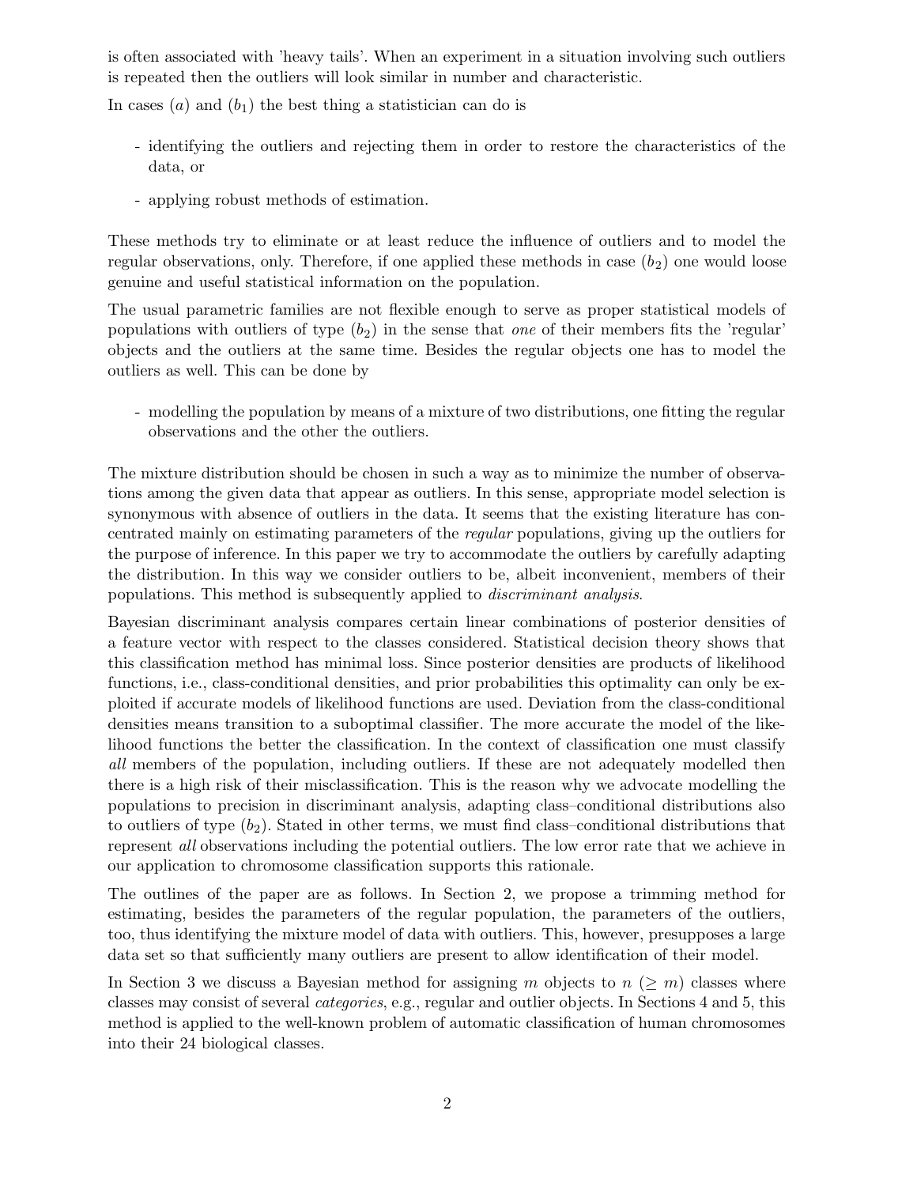is often associated with 'heavy tails'. When an experiment in a situation involving such outliers is repeated then the outliers will look similar in number and characteristic.

In cases $(a)$ and $(b_1)$ the best thing a statistician can do is

- identifying the outliers and rejecting them in order to restore the characteristics of the data, or
- applying robust methods of estimation.

These methods try to eliminate or at least reduce the influence of outliers and to model the regular observations, only. Therefore, if one applied these methods in case $(b_2)$ one would loose genuine and useful statistical information on the population.

The usual parametric families are not flexible enough to serve as proper statistical models of populations with outliers of type $(b_2)$ in the sense that *one* of their members fits the 'regular' objects and the outliers at the same time. Besides the regular objects one has to model the outliers as well. This can be done by

- modelling the population by means of a mixture of two distributions, one fitting the regular observations and the other the outliers.

The mixture distribution should be chosen in such a way as to minimize the number of observations among the given data that appear as outliers. In this sense, appropriate model selection is synonymous with absence of outliers in the data. It seems that the existing literature has concentrated mainly on estimating parameters of the *regular* populations, giving up the outliers for the purpose of inference. In this paper we try to accommodate the outliers by carefully adapting the distribution. In this way we consider outliers to be, albeit inconvenient, members of their populations. This method is subsequently applied to *discriminant analysis*.

Bayesian discriminant analysis compares certain linear combinations of posterior densities of a feature vector with respect to the classes considered. Statistical decision theory shows that this classification method has minimal loss. Since posterior densities are products of likelihood functions, i.e., class-conditional densities, and prior probabilities this optimality can only be exploited if accurate models of likelihood functions are used. Deviation from the class-conditional densities means transition to a suboptimal classifier. The more accurate the model of the likelihood functions the better the classification. In the context of classification one must classify *all* members of the population, including outliers. If these are not adequately modelled then there is a high risk of their misclassification. This is the reason why we advocate modelling the populations to precision in discriminant analysis, adapting class–conditional distributions also to outliers of type $(b_2)$. Stated in other terms, we must find class–conditional distributions that represent *all* observations including the potential outliers. The low error rate that we achieve in our application to chromosome classification supports this rationale.

The outlines of the paper are as follows. In Section 2, we propose a trimming method for estimating, besides the parameters of the regular population, the parameters of the outliers, too, thus identifying the mixture model of data with outliers. This, however, presupposes a large data set so that sufficiently many outliers are present to allow identification of their model.

In Section 3 we discuss a Bayesian method for assigning $m$ objects to $n$ $(\geq m)$ classes where classes may consist of several *categories*, e.g., regular and outlier objects. In Sections 4 and 5, this method is applied to the well-known problem of automatic classification of human chromosomes into their 24 biological classes.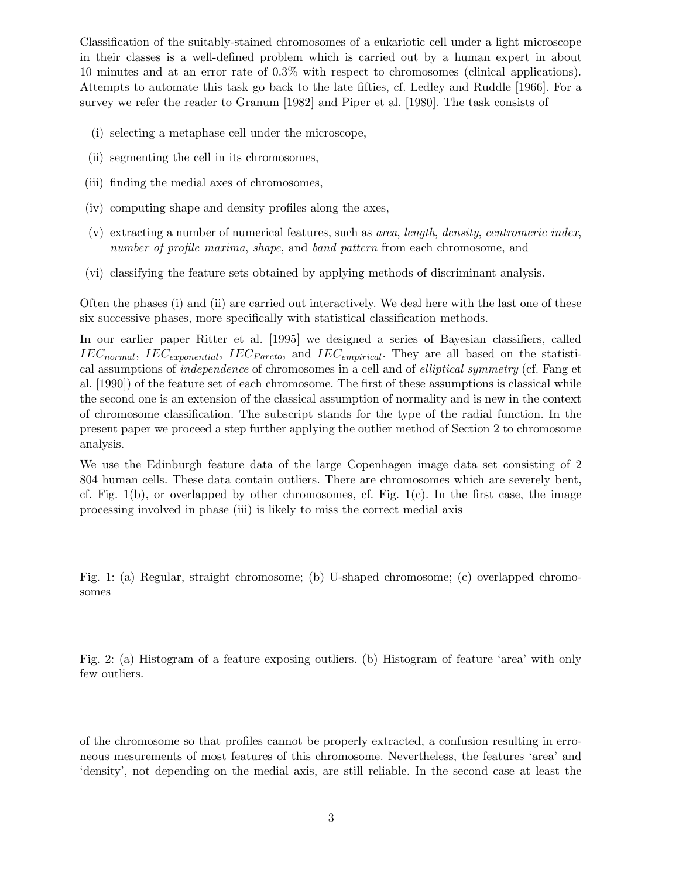Classification of the suitably-stained chromosomes of a eukariotic cell under a light microscope in their classes is a well-defined problem which is carried out by a human expert in about 10 minutes and at an error rate of 0.3% with respect to chromosomes (clinical applications). Attempts to automate this task go back to the late fifties, cf. Ledley and Ruddle [1966]. For a survey we refer the reader to Granum [1982] and Piper et al. [1980]. The task consists of

(i) selecting a metaphase cell under the microscope,

(ii) segmenting the cell in its chromosomes,

(iii) finding the medial axes of chromosomes,

(iv) computing shape and density profiles along the axes,

(v) extracting a number of numerical features, such as *area*, *length*, *density*, *centromeric index*, *number of profile maxima*, *shape*, and *band pattern* from each chromosome, and

(vi) classifying the feature sets obtained by applying methods of discriminant analysis.

Often the phases (i) and (ii) are carried out interactively. We deal here with the last one of these six successive phases, more specifically with statistical classification methods.

In our earlier paper Ritter et al. [1995] we designed a series of Bayesian classifiers, called $IEC_{normal}$, $IEC_{exponential}$, $IEC_{Pareto}$, and $IEC_{empirical}$. They are all based on the statistical assumptions of *independence* of chromosomes in a cell and of *elliptical symmetry* (cf. Fang et al. [1990]) of the feature set of each chromosome. The first of these assumptions is classical while the second one is an extension of the classical assumption of normality and is new in the context of chromosome classification. The subscript stands for the type of the radial function. In the present paper we proceed a step further applying the outlier method of Section 2 to chromosome analysis.

We use the Edinburgh feature data of the large Copenhagen image data set consisting of 2 804 human cells. These data contain outliers. There are chromosomes which are severely bent, cf. Fig. 1(b), or overlapped by other chromosomes, cf. Fig. 1(c). In the first case, the image processing involved in phase (iii) is likely to miss the correct medial axis

Fig. 1: (a) Regular, straight chromosome; (b) U-shaped chromosome; (c) overlapped chromosomes

Fig. 2: (a) Histogram of a feature exposing outliers. (b) Histogram of feature 'area' with only few outliers.

of the chromosome so that profiles cannot be properly extracted, a confusion resulting in erroneous mesurements of most features of this chromosome. Nevertheless, the features 'area' and 'density', not depending on the medial axis, are still reliable. In the second case at least the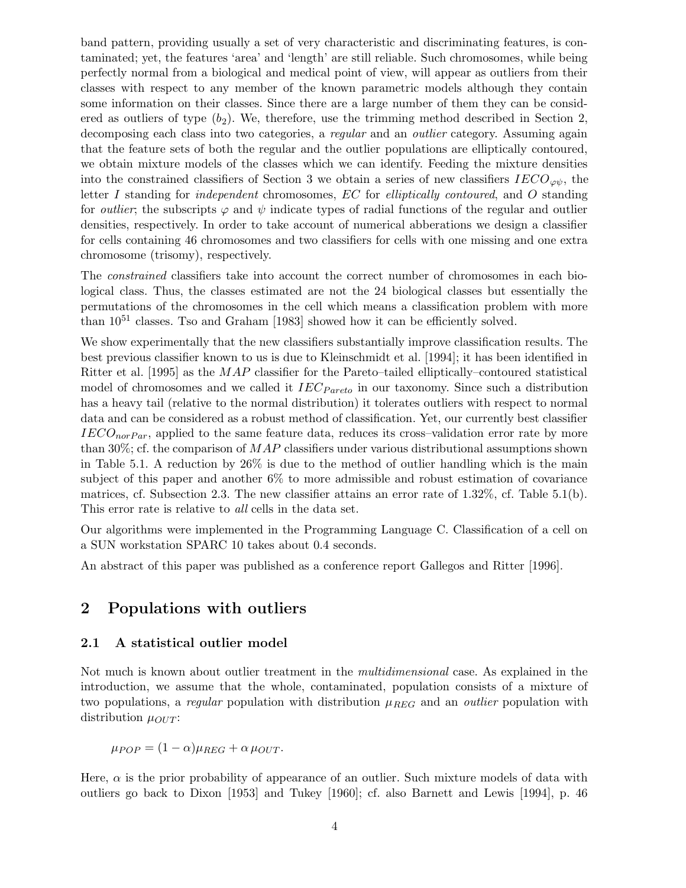band pattern, providing usually a set of very characteristic and discriminating features, is contaminated; yet, the features 'area' and 'length' are still reliable. Such chromosomes, while being perfectly normal from a biological and medical point of view, will appear as outliers from their classes with respect to any member of the known parametric models although they contain some information on their classes. Since there are a large number of them they can be considered as outliers of type $(b_2)$. We, therefore, use the trimming method described in Section 2, decomposing each class into two categories, a *regular* and an *outlier* category. Assuming again that the feature sets of both the regular and the outlier populations are elliptically contoured, we obtain mixture models of the classes which we can identify. Feeding the mixture densities into the constrained classifiers of Section 3 we obtain a series of new classifiers $IECO_{\varphi\psi}$, the letter $I$ standing for *independent* chromosomes, $EC$ for *elliptically contoured*, and $O$ standing for *outlier*; the subscripts $\varphi$ and $\psi$ indicate types of radial functions of the regular and outlier densities, respectively. In order to take account of numerical abberations we design a classifier for cells containing 46 chromosomes and two classifiers for cells with one missing and one extra chromosome (trisomy), respectively.

The *constrained* classifiers take into account the correct number of chromosomes in each biological class. Thus, the classes estimated are not the 24 biological classes but essentially the permutations of the chromosomes in the cell which means a classification problem with more than $10^{51}$ classes. Tso and Graham [1983] showed how it can be efficiently solved.

We show experimentally that the new classifiers substantially improve classification results. The best previous classifier known to us is due to Kleinschmidt et al. [1994]; it has been identified in Ritter et al. [1995] as the $MAP$ classifier for the Pareto–tailed elliptically–contoured statistical model of chromosomes and we called it $IEC_{Pareto}$ in our taxonomy. Since such a distribution has a heavy tail (relative to the normal distribution) it tolerates outliers with respect to normal data and can be considered as a robust method of classification. Yet, our currently best classifier $IECO_{norPar}$, applied to the same feature data, reduces its cross–validation error rate by more than 30%; cf. the comparison of $MAP$ classifiers under various distributional assumptions shown in Table 5.1. A reduction by 26% is due to the method of outlier handling which is the main subject of this paper and another 6% to more admissible and robust estimation of covariance matrices, cf. Subsection 2.3. The new classifier attains an error rate of 1.32%, cf. Table 5.1(b). This error rate is relative to *all* cells in the data set.

Our algorithms were implemented in the Programming Language C. Classification of a cell on a SUN workstation SPARC 10 takes about 0.4 seconds.

An abstract of this paper was published as a conference report Gallegos and Ritter [1996].

## 2 Populations with outliers

### 2.1 A statistical outlier model

Not much is known about outlier treatment in the *multidimensional* case. As explained in the introduction, we assume that the whole, contaminated, population consists of a mixture of two populations, a *regular* population with distribution $\mu_{REG}$ and an *outlier* population with distribution $\mu_{OUT}$:

$$\mu_{POP} = (1-\alpha)\mu_{REG} + \alpha\,\mu_{OUT}.$$

Here, $\alpha$ is the prior probability of appearance of an outlier. Such mixture models of data with outliers go back to Dixon [1953] and Tukey [1960]; cf. also Barnett and Lewis [1994], p. 46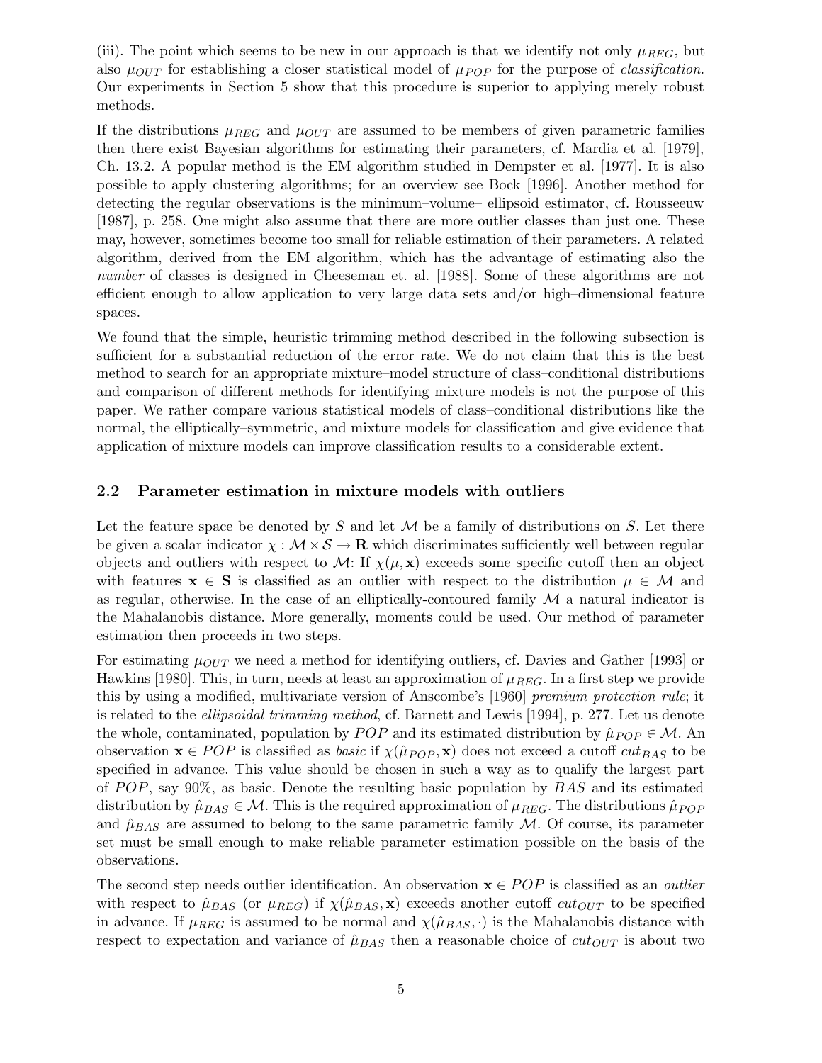(iii). The point which seems to be new in our approach is that we identify not only $\mu_{REG}$, but also $\mu_{OUT}$ for establishing a closer statistical model of $\mu_{POP}$ for the purpose of *classification*. Our experiments in Section 5 show that this procedure is superior to applying merely robust methods.

If the distributions $\mu_{REG}$ and $\mu_{OUT}$ are assumed to be members of given parametric families then there exist Bayesian algorithms for estimating their parameters, cf. Mardia et al. [1979], Ch. 13.2. A popular method is the EM algorithm studied in Dempster et al. [1977]. It is also possible to apply clustering algorithms; for an overview see Bock [1996]. Another method for detecting the regular observations is the minimum–volume– ellipsoid estimator, cf. Rousseeuw [1987], p. 258. One might also assume that there are more outlier classes than just one. These may, however, sometimes become too small for reliable estimation of their parameters. A related algorithm, derived from the EM algorithm, which has the advantage of estimating also the *number* of classes is designed in Cheeseman et. al. [1988]. Some of these algorithms are not efficient enough to allow application to very large data sets and/or high–dimensional feature spaces.

We found that the simple, heuristic trimming method described in the following subsection is sufficient for a substantial reduction of the error rate. We do not claim that this is the best method to search for an appropriate mixture–model structure of class–conditional distributions and comparison of different methods for identifying mixture models is not the purpose of this paper. We rather compare various statistical models of class–conditional distributions like the normal, the elliptically–symmetric, and mixture models for classification and give evidence that application of mixture models can improve classification results to a considerable extent.

## 2.2 Parameter estimation in mixture models with outliers

Let the feature space be denoted by $S$ and let $\mathcal{M}$ be a family of distributions on $S$. Let there be given a scalar indicator $\chi : \mathcal{M} \times \mathcal{S} \to \mathbf{R}$ which discriminates sufficiently well between regular objects and outliers with respect to $\mathcal{M}$: If $\chi(\mu, \mathbf{x})$ exceeds some specific cutoff then an object with features $\mathbf{x} \in \mathbf{S}$ is classified as an outlier with respect to the distribution $\mu \in \mathcal{M}$ and as regular, otherwise. In the case of an elliptically-contoured family $\mathcal{M}$ a natural indicator is the Mahalanobis distance. More generally, moments could be used. Our method of parameter estimation then proceeds in two steps.

For estimating $\mu_{OUT}$ we need a method for identifying outliers, cf. Davies and Gather [1993] or Hawkins [1980]. This, in turn, needs at least an approximation of $\mu_{REG}$. In a first step we provide this by using a modified, multivariate version of Anscombe's [1960] *premium protection rule*; it is related to the *ellipsoidal trimming method*, cf. Barnett and Lewis [1994], p. 277. Let us denote the whole, contaminated, population by $POP$ and its estimated distribution by $\hat{\mu}_{POP} \in \mathcal{M}$. An observation $\mathbf{x} \in POP$ is classified as *basic* if $\chi(\hat{\mu}_{POP}, \mathbf{x})$ does not exceed a cutoff $cut_{BAS}$ to be specified in advance. This value should be chosen in such a way as to qualify the largest part of $POP$, say 90%, as basic. Denote the resulting basic population by $BAS$ and its estimated distribution by $\hat{\mu}_{BAS} \in \mathcal{M}$. This is the required approximation of $\mu_{REG}$. The distributions $\hat{\mu}_{POP}$ and $\hat{\mu}_{BAS}$ are assumed to belong to the same parametric family $\mathcal{M}$. Of course, its parameter set must be small enough to make reliable parameter estimation possible on the basis of the observations.

The second step needs outlier identification. An observation $\mathbf{x} \in POP$ is classified as an *outlier* with respect to $\hat{\mu}_{BAS}$ (or $\mu_{REG}$) if $\chi(\hat{\mu}_{BAS}, \mathbf{x})$ exceeds another cutoff $cut_{OUT}$ to be specified in advance. If $\mu_{REG}$ is assumed to be normal and $\chi(\hat{\mu}_{BAS}, \cdot)$ is the Mahalanobis distance with respect to expectation and variance of $\hat{\mu}_{BAS}$ then a reasonable choice of $cut_{OUT}$ is about two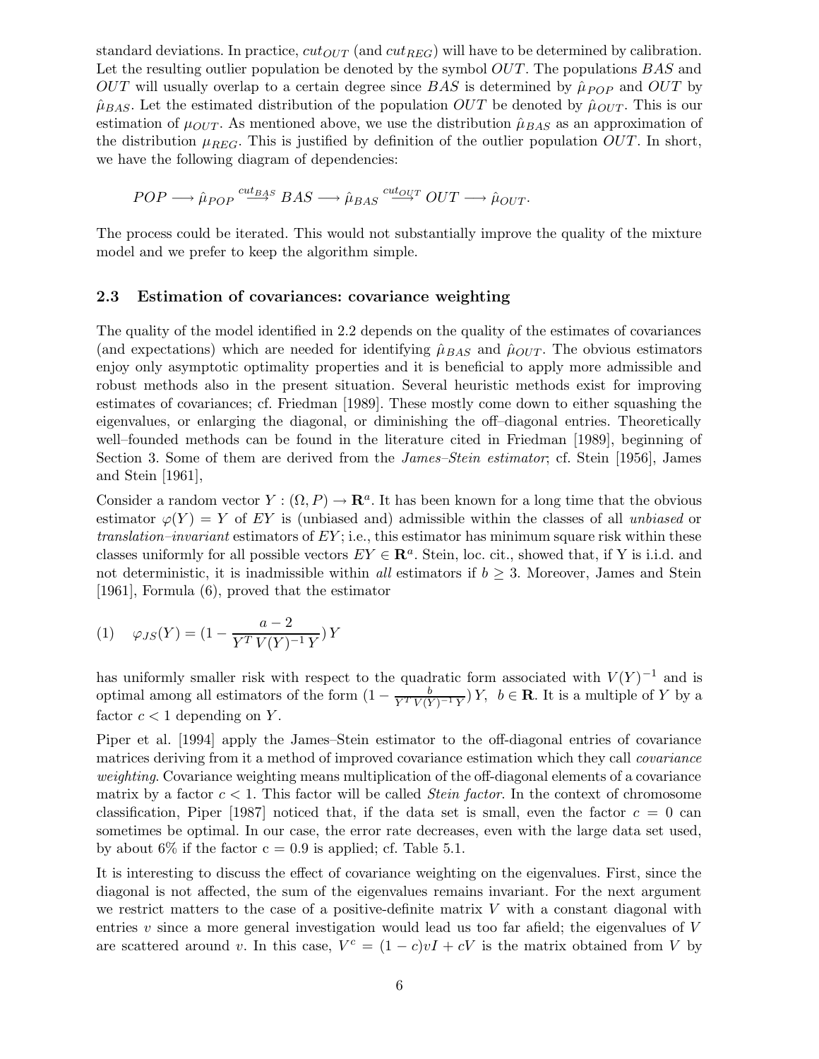standard deviations. In practice, $cut_{OUT}$ (and $cut_{REG}$) will have to be determined by calibration. Let the resulting outlier population be denoted by the symbol $OUT$. The populations $BAS$ and $OUT$ will usually overlap to a certain degree since $BAS$ is determined by $\hat{\mu}_{POP}$ and $OUT$ by $\hat{\mu}_{BAS}$. Let the estimated distribution of the population $OUT$ be denoted by $\hat{\mu}_{OUT}$. This is our estimation of $\mu_{OUT}$. As mentioned above, we use the distribution $\hat{\mu}_{BAS}$ as an approximation of the distribution $\mu_{REG}$. This is justified by definition of the outlier population $OUT$. In short, we have the following diagram of dependencies:

$$POP \longrightarrow \hat{\mu}_{POP} \overset{cut_{BAS}}{\longrightarrow} BAS \longrightarrow \hat{\mu}_{BAS} \overset{cut_{OUT}}{\longrightarrow} OUT \longrightarrow \hat{\mu}_{OUT}.$$

The process could be iterated. This would not substantially improve the quality of the mixture model and we prefer to keep the algorithm simple.

### 2.3 Estimation of covariances: covariance weighting

The quality of the model identified in 2.2 depends on the quality of the estimates of covariances (and expectations) which are needed for identifying $\hat{\mu}_{BAS}$ and $\hat{\mu}_{OUT}$. The obvious estimators enjoy only asymptotic optimality properties and it is beneficial to apply more admissible and robust methods also in the present situation. Several heuristic methods exist for improving estimates of covariances; cf. Friedman [1989]. These mostly come down to either squashing the eigenvalues, or enlarging the diagonal, or diminishing the off–diagonal entries. Theoretically well–founded methods can be found in the literature cited in Friedman [1989], beginning of Section 3. Some of them are derived from the *James–Stein estimator*; cf. Stein [1956], James and Stein [1961],

Consider a random vector $Y : (\Omega, P) \to \mathbf{R}^a$. It has been known for a long time that the obvious estimator $\varphi(Y) = Y$ of $EY$ is (unbiased and) admissible within the classes of all *unbiased* or *translation–invariant* estimators of $EY$; i.e., this estimator has minimum square risk within these classes uniformly for all possible vectors $EY \in \mathbf{R}^a$. Stein, loc. cit., showed that, if Y is i.i.d. and not deterministic, it is inadmissible within *all* estimators if $b \geq 3$. Moreover, James and Stein [1961], Formula (6), proved that the estimator

$$(1) \quad \varphi_{JS}(Y) = (1 - \frac{a-2}{Y^T V(Y)^{-1} Y}) Y$$

has uniformly smaller risk with respect to the quadratic form associated with $V(Y)^{-1}$ and is optimal among all estimators of the form $(1 - \frac{b}{Y^T V(Y)^{-1} Y}) Y$, $b \in \mathbf{R}$. It is a multiple of $Y$ by a factor $c < 1$ depending on $Y$.

Piper et al. [1994] apply the James–Stein estimator to the off-diagonal entries of covariance matrices deriving from it a method of improved covariance estimation which they call *covariance weighting*. Covariance weighting means multiplication of the off-diagonal elements of a covariance matrix by a factor $c < 1$. This factor will be called *Stein factor*. In the context of chromosome classification, Piper [1987] noticed that, if the data set is small, even the factor $c = 0$ can sometimes be optimal. In our case, the error rate decreases, even with the large data set used, by about 6% if the factor c = 0.9 is applied; cf. Table 5.1.

It is interesting to discuss the effect of covariance weighting on the eigenvalues. First, since the diagonal is not affected, the sum of the eigenvalues remains invariant. For the next argument we restrict matters to the case of a positive-definite matrix $V$ with a constant diagonal with entries $v$ since a more general investigation would lead us too far afield; the eigenvalues of $V$ are scattered around $v$. In this case, $V^c = (1 - c)vI + cV$ is the matrix obtained from $V$ by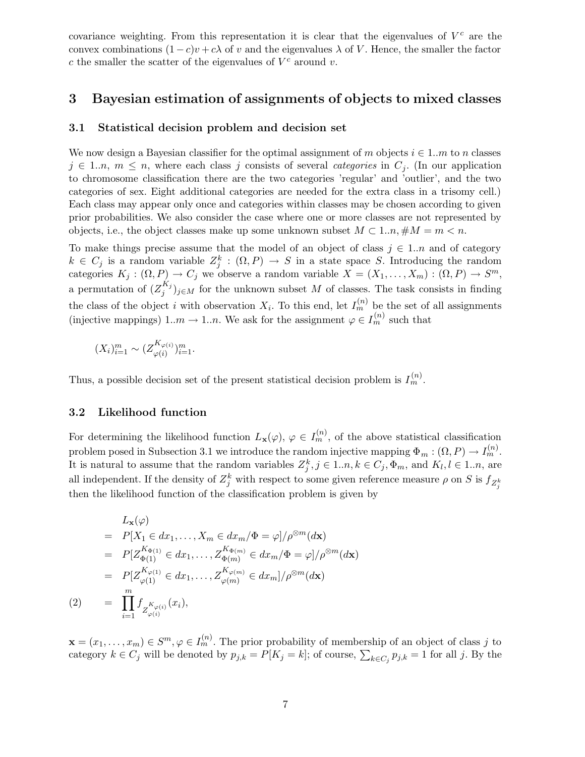covariance weighting. From this representation it is clear that the eigenvalues of $V^c$ are the convex combinations $(1-c)v + c\lambda$ of $v$ and the eigenvalues $\lambda$ of $V$. Hence, the smaller the factor $c$ the smaller the scatter of the eigenvalues of $V^c$ around $v$.

## 3 Bayesian estimation of assignments of objects to mixed classes

### 3.1 Statistical decision problem and decision set

We now design a Bayesian classifier for the optimal assignment of $m$ objects $i \in 1..m$ to $n$ classes $j \in 1..n$, $m \le n$, where each class $j$ consists of several *categories* in $C_j$. (In our application to chromosome classification there are the two categories 'regular' and 'outlier', and the two categories of sex. Eight additional categories are needed for the extra class in a trisomy cell.) Each class may appear only once and categories within classes may be chosen according to given prior probabilities. We also consider the case where one or more classes are not represented by objects, i.e., the object classes make up some unknown subset $M \subset 1..n, \#M = m < n$.

To make things precise assume that the model of an object of class $j \in 1..n$ and of category $k \in C_j$ is a random variable $Z_j^k : (\Omega, P) \to S$ in a state space $S$. Introducing the random categories $K_j : (\Omega, P) \to C_j$ we observe a random variable $X = (X_1, \ldots, X_m) : (\Omega, P) \to S^m$, a permutation of $(Z_j^{K_j})_{j \in M}$ for the unknown subset $M$ of classes. The task consists in finding the class of the object $i$ with observation $X_i$. To this end, let $I_m^{(n)}$ be the set of all assignments (injective mappings) $1..m \to 1..n$. We ask for the assignment $\varphi \in I_m^{(n)}$ such that

$$(X_i)_{i=1}^m \sim (Z_{\varphi(i)}^{K_{\varphi(i)}})_{i=1}^m.$$

Thus, a possible decision set of the present statistical decision problem is $I_m^{(n)}$.

### 3.2 Likelihood function

For determining the likelihood function $L_{\mathbf{x}}(\varphi)$, $\varphi \in I_m^{(n)}$, of the above statistical classification problem posed in Subsection 3.1 we introduce the random injective mapping $\Phi_m : (\Omega, P) \to I_m^{(n)}$. It is natural to assume that the random variables $Z_j^k, j \in 1..n, k \in C_j, \Phi_m$, and $K_l, l \in 1..n$, are all independent. If the density of $Z_j^k$ with respect to some given reference measure $\rho$ on $S$ is $f_{Z_j^k}$ then the likelihood function of the classification problem is given by

$$
\begin{aligned}
& L_{\mathbf{x}}(\varphi) \\
= \;& P[X_1 \in dx_1, \ldots, X_m \in dx_m / \Phi = \varphi] / \rho^{\otimes m}(d\mathbf{x}) \\
= \;& P[Z_{\Phi(1)}^{K_{\Phi(1)}} \in dx_1, \ldots, Z_{\Phi(m)}^{K_{\Phi(m)}} \in dx_m / \Phi = \varphi] / \rho^{\otimes m}(d\mathbf{x}) \\
= \;& P[Z_{\varphi(1)}^{K_{\varphi(1)}} \in dx_1, \ldots, Z_{\varphi(m)}^{K_{\varphi(m)}} \in dx_m] / \rho^{\otimes m}(d\mathbf{x}) \\
= \;& \prod_{i=1}^m f_{Z_{\varphi(i)}^{K_{\varphi(i)}}}(x_i), \qquad (2)
\end{aligned}
$$

$\mathbf{x} = (x_1, \ldots, x_m) \in S^m, \varphi \in I_m^{(n)}$. The prior probability of membership of an object of class $j$ to category $k \in C_j$ will be denoted by $p_{j,k} = P[K_j = k]$; of course, $\sum_{k \in C_j} p_{j,k} = 1$ for all $j$. By the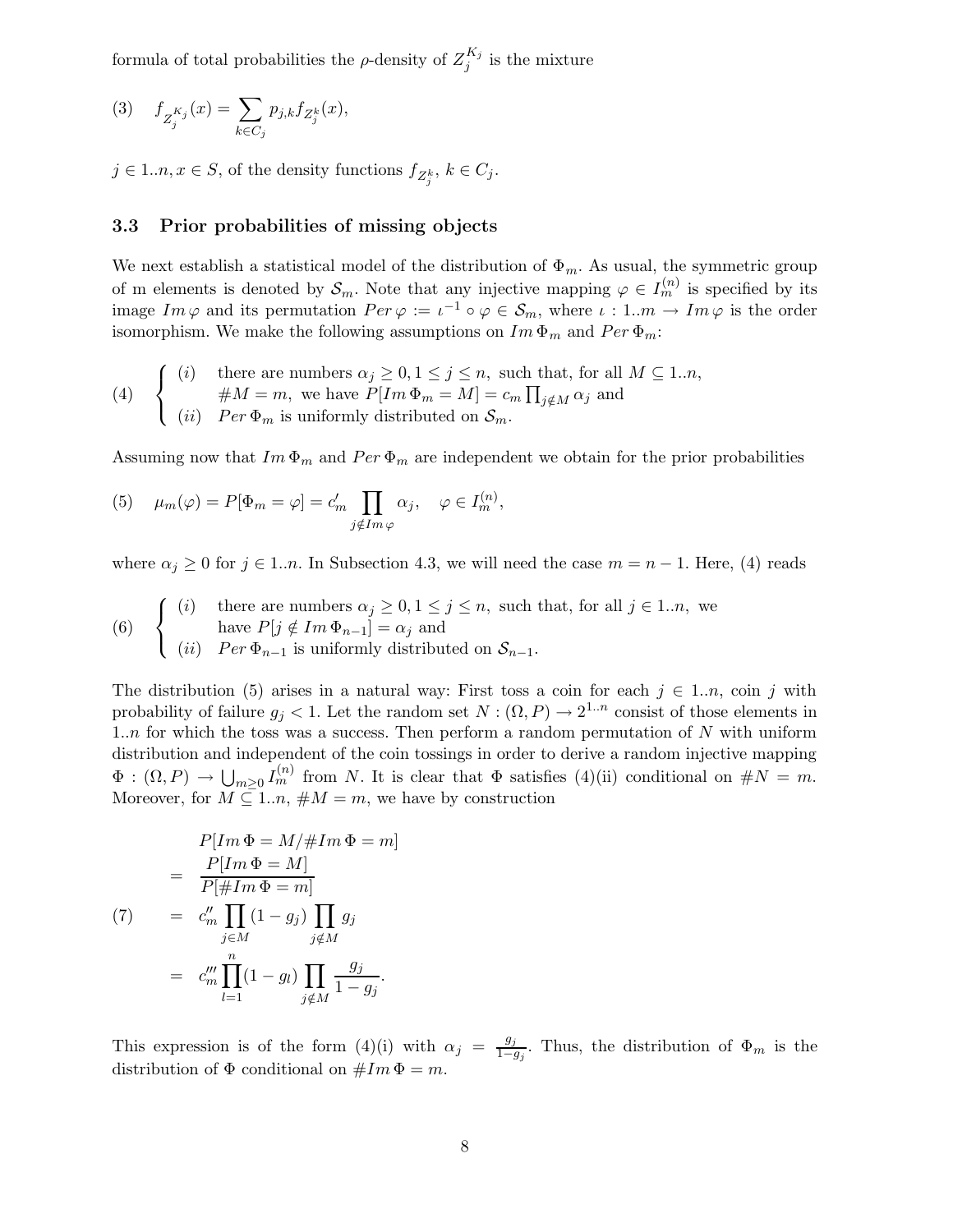formula of total probabilities the $\rho$-density of $Z_j^{K_j}$ is the mixture

$$(3) \quad f_{Z_j^{K_j}}(x) = \sum_{k \in C_j} p_{j,k} f_{Z_j^k}(x),$$

$j \in 1..n, x \in S$, of the density functions $f_{Z_j^k}$, $k \in C_j$.

### 3.3 Prior probabilities of missing objects

We next establish a statistical model of the distribution of $\Phi_m$. As usual, the symmetric group of m elements is denoted by $\mathcal{S}_m$. Note that any injective mapping $\varphi \in I_m^{(n)}$ is specified by its image $Im\,\varphi$ and its permutation $Per\,\varphi := \iota^{-1} \circ \varphi \in \mathcal{S}_m$, where $\iota : 1..m \to Im\,\varphi$ is the order isomorphism. We make the following assumptions on $Im\,\Phi_m$ and $Per\,\Phi_m$:

$$(4) \quad \begin{cases} (i) & \text{there are numbers } \alpha_j \geq 0, 1 \leq j \leq n, \text{ such that, for all } M \subseteq 1..n, \\ & \#M = m, \text{ we have } P[Im\,\Phi_m = M] = c_m \prod_{j \notin M} \alpha_j \text{ and} \\ (ii) & Per\,\Phi_m \text{ is uniformly distributed on } \mathcal{S}_m. \end{cases}$$

Assuming now that $Im\,\Phi_m$ and $Per\,\Phi_m$ are independent we obtain for the prior probabilities

$$(5) \quad \mu_m(\varphi) = P[\Phi_m = \varphi] = c'_m \prod_{j \notin Im\,\varphi} \alpha_j, \quad \varphi \in I_m^{(n)},$$

where $\alpha_j \geq 0$ for $j \in 1..n$. In Subsection 4.3, we will need the case $m = n-1$. Here, (4) reads

$$(6) \quad \begin{cases} (i) & \text{there are numbers } \alpha_j \geq 0, 1 \leq j \leq n, \text{ such that, for all } j \in 1..n, \text{ we} \\ & \text{have } P[j \notin Im\,\Phi_{n-1}] = \alpha_j \text{ and} \\ (ii) & Per\,\Phi_{n-1} \text{ is uniformly distributed on } \mathcal{S}_{n-1}. \end{cases}$$

The distribution (5) arises in a natural way: First toss a coin for each $j \in 1..n$, coin $j$ with probability of failure $g_j < 1$. Let the random set $N : (\Omega, P) \to 2^{1..n}$ consist of those elements in $1..n$ for which the toss was a success. Then perform a random permutation of $N$ with uniform distribution and independent of the coin tossings in order to derive a random injective mapping $\Phi : (\Omega, P) \to \bigcup_{m \geq 0} I_m^{(n)}$ from $N$. It is clear that $\Phi$ satisfies (4)(ii) conditional on $\#N = m$. Moreover, for $M \subseteq 1..n$, $\#M = m$, we have by construction

$$(7) \quad \begin{aligned} & P[Im\,\Phi = M / \#Im\,\Phi = m] \\ = \ & \frac{P[Im\,\Phi = M]}{P[\#Im\,\Phi = m]} \\ = \ & c''_m \prod_{j \in M} (1 - g_j) \prod_{j \notin M} g_j \\ = \ & c'''_m \prod_{l=1}^{n} (1 - g_l) \prod_{j \notin M} \frac{g_j}{1 - g_j}. \end{aligned}$$

This expression is of the form (4)(i) with $\alpha_j = \frac{g_j}{1-g_j}$. Thus, the distribution of $\Phi_m$ is the distribution of $\Phi$ conditional on $\#Im\,\Phi = m$.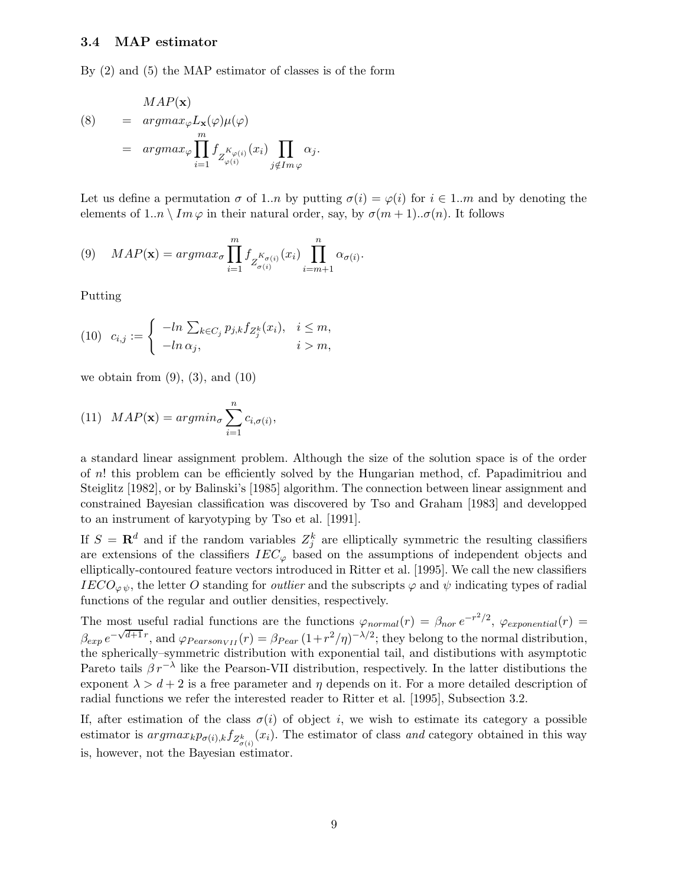### 3.4 MAP estimator

By (2) and (5) the MAP estimator of classes is of the form

$$
(8) \qquad \begin{aligned}
& MAP(\mathbf{x}) \\
= \; & argmax_{\varphi} L_{\mathbf{x}}(\varphi)\mu(\varphi) \\
= \; & argmax_{\varphi} \prod_{i=1}^{m} f_{Z_{\varphi(i)}^{K_{\varphi(i)}}}(x_i) \prod_{j \notin Im\,\varphi} \alpha_j .
\end{aligned}
$$

Let us define a permutation $\sigma$ of $1..n$ by putting $\sigma(i) = \varphi(i)$ for $i \in 1..m$ and by denoting the elements of $1..n \setminus Im\,\varphi$ in their natural order, say, by $\sigma(m+1)..\sigma(n)$. It follows

$$
(9) \quad MAP(\mathbf{x}) = argmax_{\sigma} \prod_{i=1}^{m} f_{Z_{\sigma(i)}^{K_{\sigma(i)}}}(x_i) \prod_{i=m+1}^{n} \alpha_{\sigma(i)}.
$$

Putting

$$
(10) \quad c_{i,j} := \begin{cases} -ln \sum_{k \in C_j} p_{j,k} f_{Z_j^k}(x_i), & i \le m, \\ -ln\, \alpha_j, & i > m, \end{cases}
$$

we obtain from (9), (3), and (10)

$$
(11) \quad MAP(\mathbf{x}) = argmin_{\sigma} \sum_{i=1}^{n} c_{i,\sigma(i)},
$$

a standard linear assignment problem. Although the size of the solution space is of the order of $n!$ this problem can be efficiently solved by the Hungarian method, cf. Papadimitriou and Steiglitz [1982], or by Balinski's [1985] algorithm. The connection between linear assignment and constrained Bayesian classification was discovered by Tso and Graham [1983] and developped to an instrument of karyotyping by Tso et al. [1991].

If $S = \mathbf{R}^d$ and if the random variables $Z_j^k$ are elliptically symmetric the resulting classifiers are extensions of the classifiers $IEC_{\varphi}$ based on the assumptions of independent objects and elliptically-contoured feature vectors introduced in Ritter et al. [1995]. We call the new classifiers $IECO_{\varphi\,\psi}$, the letter $O$ standing for *outlier* and the subscripts $\varphi$ and $\psi$ indicating types of radial functions of the regular and outlier densities, respectively.

The most useful radial functions are the functions $\varphi_{normal}(r) = \beta_{nor}\, e^{-r^2/2}$, $\varphi_{exponential}(r) = \beta_{exp}\, e^{-\sqrt{d+1}\,r}$, and $\varphi_{Pearson_{VII}}(r) = \beta_{Pear}\,(1+r^2/\eta)^{-\lambda/2}$; they belong to the normal distribution, the spherically–symmetric distribution with exponential tail, and distibutions with asymptotic Pareto tails $\beta\, r^{-\lambda}$ like the Pearson-VII distribution, respectively. In the latter distibutions the exponent $\lambda > d+2$ is a free parameter and $\eta$ depends on it. For a more detailed description of radial functions we refer the interested reader to Ritter et al. [1995], Subsection 3.2.

If, after estimation of the class $\sigma(i)$ of object $i$, we wish to estimate its category a possible estimator is $argmax_k p_{\sigma(i),k} f_{Z_{\sigma(i)}^k}(x_i)$. The estimator of class *and* category obtained in this way is, however, not the Bayesian estimator.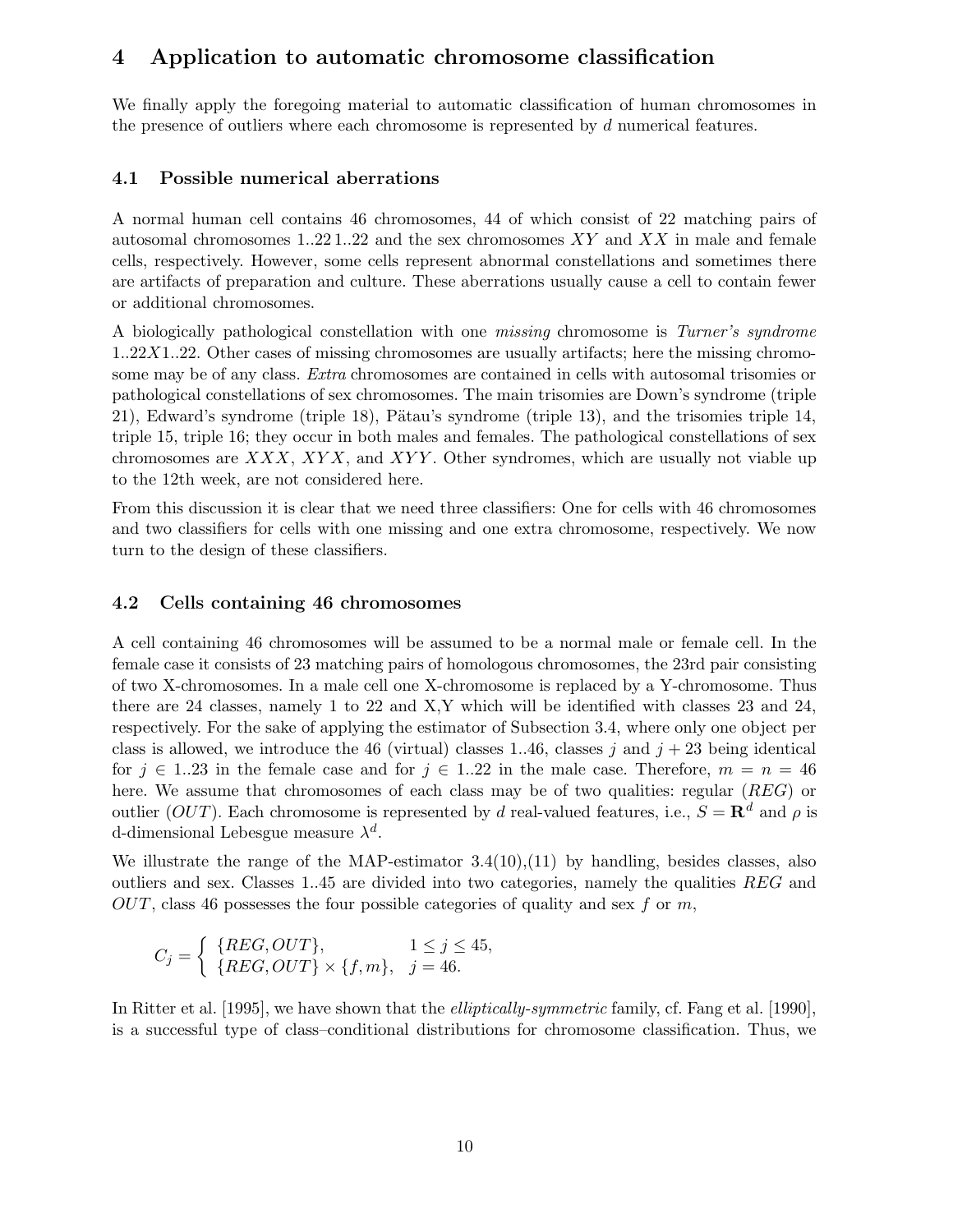# 4 Application to automatic chromosome classification

We finally apply the foregoing material to automatic classification of human chromosomes in the presence of outliers where each chromosome is represented by $d$ numerical features.

## 4.1 Possible numerical aberrations

A normal human cell contains 46 chromosomes, 44 of which consist of 22 matching pairs of autosomal chromosomes $1..22\,1..22$ and the sex chromosomes $XY$ and $XX$ in male and female cells, respectively. However, some cells represent abnormal constellations and sometimes there are artifacts of preparation and culture. These aberrations usually cause a cell to contain fewer or additional chromosomes.

A biologically pathological constellation with one *missing* chromosome is *Turner's syndrome* $1..22X1..22$. Other cases of missing chromosomes are usually artifacts; here the missing chromosome may be of any class. *Extra* chromosomes are contained in cells with autosomal trisomies or pathological constellations of sex chromosomes. The main trisomies are Down's syndrome (triple 21), Edward's syndrome (triple 18), Pätau's syndrome (triple 13), and the trisomies triple 14, triple 15, triple 16; they occur in both males and females. The pathological constellations of sex chromosomes are $XXX$, $XYX$, and $XYY$. Other syndromes, which are usually not viable up to the 12th week, are not considered here.

From this discussion it is clear that we need three classifiers: One for cells with 46 chromosomes and two classifiers for cells with one missing and one extra chromosome, respectively. We now turn to the design of these classifiers.

## 4.2 Cells containing 46 chromosomes

A cell containing 46 chromosomes will be assumed to be a normal male or female cell. In the female case it consists of 23 matching pairs of homologous chromosomes, the 23rd pair consisting of two X-chromosomes. In a male cell one X-chromosome is replaced by a Y-chromosome. Thus there are 24 classes, namely 1 to 22 and X,Y which will be identified with classes 23 and 24, respectively. For the sake of applying the estimator of Subsection 3.4, where only one object per class is allowed, we introduce the 46 (virtual) classes $1..46$, classes $j$ and $j+23$ being identical for $j \in 1..23$ in the female case and for $j \in 1..22$ in the male case. Therefore, $m = n = 46$ here. We assume that chromosomes of each class may be of two qualities: regular ($REG$) or outlier ($OUT$). Each chromosome is represented by $d$ real-valued features, i.e., $S = \mathbf{R}^d$ and $\rho$ is d-dimensional Lebesgue measure $\lambda^d$.

We illustrate the range of the MAP-estimator 3.4(10),(11) by handling, besides classes, also outliers and sex. Classes $1..45$ are divided into two categories, namely the qualities $REG$ and $OUT$, class 46 possesses the four possible categories of quality and sex $f$ or $m$,

$$C_j = \begin{cases} \{REG, OUT\}, & 1 \leq j \leq 45, \\ \{REG, OUT\} \times \{f, m\}, & j = 46. \end{cases}$$

In Ritter et al. [1995], we have shown that the *elliptically-symmetric* family, cf. Fang et al. [1990], is a successful type of class–conditional distributions for chromosome classification. Thus, we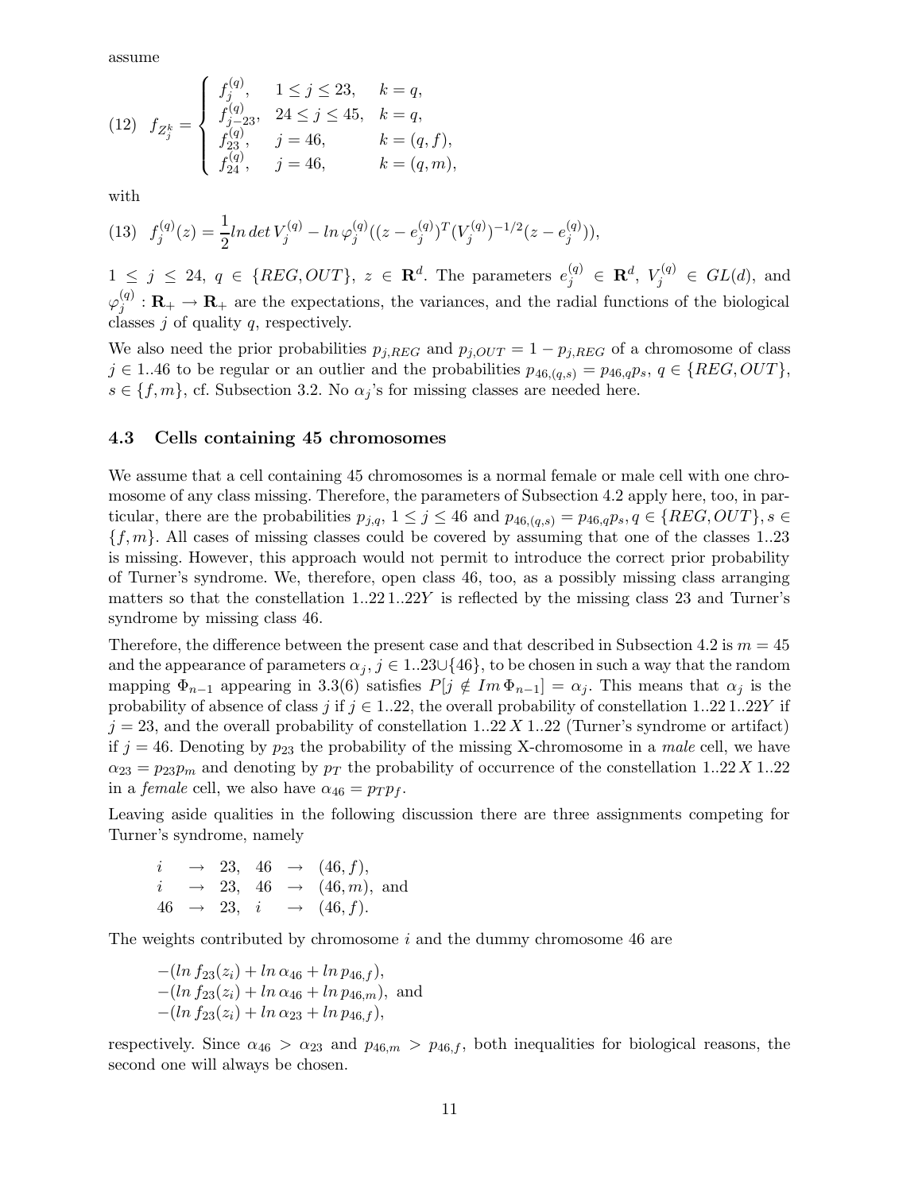assume

$$
(12)\quad f_{Z_j^k} = \begin{cases} f_j^{(q)}, & 1 \le j \le 23, \quad k = q, \\ f_{j-23}^{(q)}, & 24 \le j \le 45, \quad k = q, \\ f_{23}^{(q)}, & j = 46, \qquad\quad k = (q,f), \\ f_{24}^{(q)}, & j = 46, \qquad\quad k = (q,m), \end{cases}
$$

with

$$
(13)\quad f_j^{(q)}(z) = \frac{1}{2} ln\, det\, V_j^{(q)} - ln\, \varphi_j^{(q)}((z - e_j^{(q)})^T (V_j^{(q)})^{-1/2}(z - e_j^{(q)})),
$$

$1 \le j \le 24$, $q \in \{REG, OUT\}$, $z \in \mathbf{R}^d$. The parameters $e_j^{(q)} \in \mathbf{R}^d$, $V_j^{(q)} \in GL(d)$, and $\varphi_j^{(q)} : \mathbf{R}_+ \to \mathbf{R}_+$ are the expectations, the variances, and the radial functions of the biological classes $j$ of quality $q$, respectively.

We also need the prior probabilities $p_{j,REG}$ and $p_{j,OUT} = 1 - p_{j,REG}$ of a chromosome of class $j \in 1..46$ to be regular or an outlier and the probabilities $p_{46,(q,s)} = p_{46,q} p_s$, $q \in \{REG, OUT\}$, $s \in \{f, m\}$, cf. Subsection 3.2. No $\alpha_j$'s for missing classes are needed here.

### 4.3 Cells containing 45 chromosomes

We assume that a cell containing 45 chromosomes is a normal female or male cell with one chromosome of any class missing. Therefore, the parameters of Subsection 4.2 apply here, too, in particular, there are the probabilities $p_{j,q}$, $1 \le j \le 46$ and $p_{46,(q,s)} = p_{46,q} p_s, q \in \{REG, OUT\}, s \in \{f, m\}$. All cases of missing classes could be covered by assuming that one of the classes 1..23 is missing. However, this approach would not permit to introduce the correct prior probability of Turner's syndrome. We, therefore, open class 46, too, as a possibly missing class arranging matters so that the constellation 1..22 1..22$Y$ is reflected by the missing class 23 and Turner's syndrome by missing class 46.

Therefore, the difference between the present case and that described in Subsection 4.2 is $m = 45$ and the appearance of parameters $\alpha_j$, $j \in 1..23 \cup \{46\}$, to be chosen in such a way that the random mapping $\Phi_{n-1}$ appearing in 3.3(6) satisfies $P[j \notin Im\, \Phi_{n-1}] = \alpha_j$. This means that $\alpha_j$ is the probability of absence of class $j$ if $j \in 1..22$, the overall probability of constellation 1..22 1..22$Y$ if $j = 23$, and the overall probability of constellation 1..22 $X$ 1..22 (Turner's syndrome or artifact) if $j = 46$. Denoting by $p_{23}$ the probability of the missing X-chromosome in a *male* cell, we have $\alpha_{23} = p_{23} p_m$ and denoting by $p_T$ the probability of occurrence of the constellation 1..22 $X$ 1..22 in a *female* cell, we also have $\alpha_{46} = p_T p_f$.

Leaving aside qualities in the following discussion there are three assignments competing for Turner's syndrome, namely

$$
\begin{aligned}
i &\to 23, \quad 46 \to (46, f), \\
i &\to 23, \quad 46 \to (46, m), \text{ and} \\
46 &\to 23, \quad i \to (46, f).
\end{aligned}
$$

The weights contributed by chromosome $i$ and the dummy chromosome 46 are

$$
\begin{aligned}
&-(ln\, f_{23}(z_i) + ln\, \alpha_{46} + ln\, p_{46,f}), \\
&-(ln\, f_{23}(z_i) + ln\, \alpha_{46} + ln\, p_{46,m}), \text{ and} \\
&-(ln\, f_{23}(z_i) + ln\, \alpha_{23} + ln\, p_{46,f}),
\end{aligned}
$$

respectively. Since $\alpha_{46} > \alpha_{23}$ and $p_{46,m} > p_{46,f}$, both inequalities for biological reasons, the second one will always be chosen.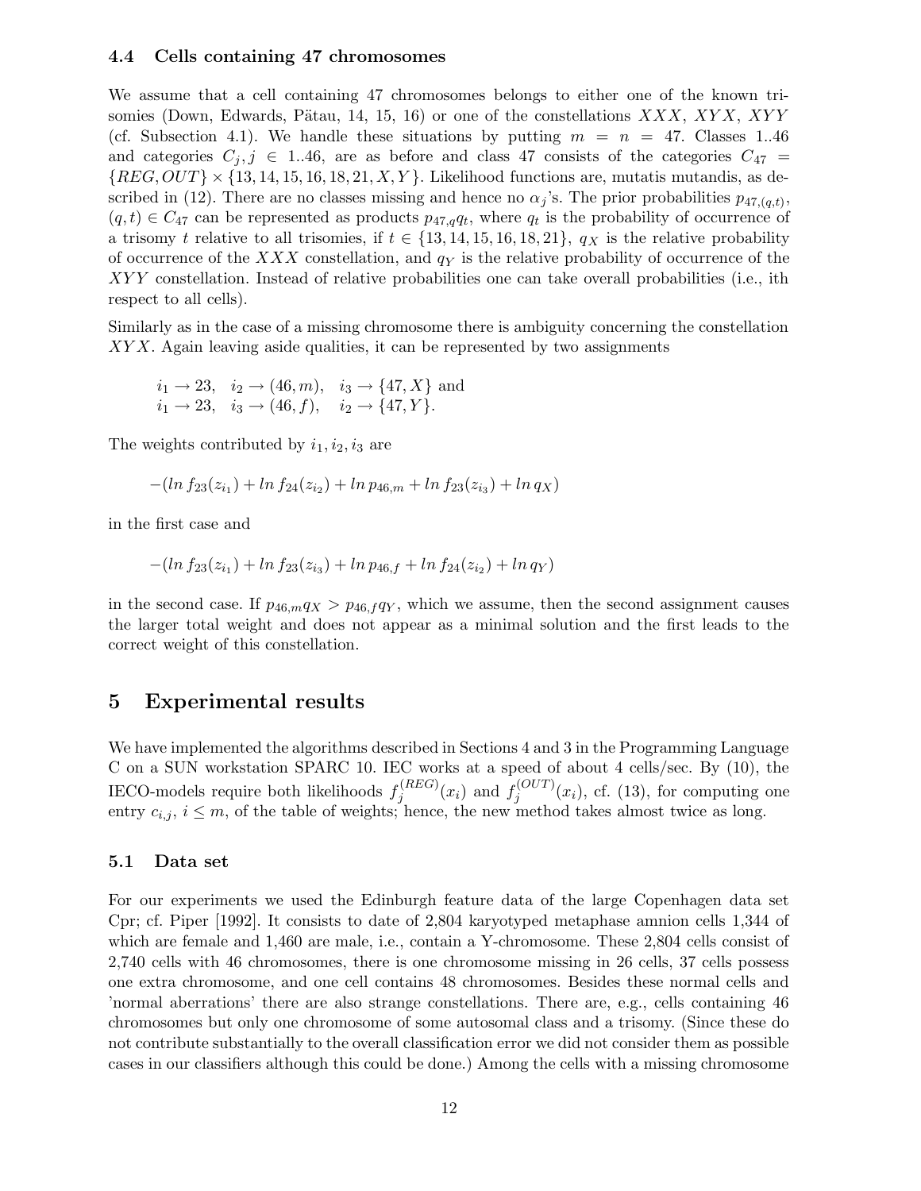### 4.4 Cells containing 47 chromosomes

We assume that a cell containing 47 chromosomes belongs to either one of the known trisomies (Down, Edwards, Pätau, 14, 15, 16) or one of the constellations $XXX$, $XYX$, $XYY$ (cf. Subsection 4.1). We handle these situations by putting $m = n = 47$. Classes 1..46 and categories $C_j, j \in 1..46$, are as before and class 47 consists of the categories $C_{47} = \{REG, OUT\} \times \{13, 14, 15, 16, 18, 21, X, Y\}$. Likelihood functions are, mutatis mutandis, as described in (12). There are no classes missing and hence no $\alpha_j$'s. The prior probabilities $p_{47,(q,t)}$, $(q,t) \in C_{47}$ can be represented as products $p_{47,q}q_t$, where $q_t$ is the probability of occurrence of a trisomy $t$ relative to all trisomies, if $t \in \{13, 14, 15, 16, 18, 21\}$, $q_X$ is the relative probability of occurrence of the $XXX$ constellation, and $q_Y$ is the relative probability of occurrence of the $XYY$ constellation. Instead of relative probabilities one can take overall probabilities (i.e., ith respect to all cells).

Similarly as in the case of a missing chromosome there is ambiguity concerning the constellation $XYX$. Again leaving aside qualities, it can be represented by two assignments

$$i_1 \to 23, \quad i_2 \to (46, m), \quad i_3 \to \{47, X\} \text{ and}$$
$$i_1 \to 23, \quad i_3 \to (46, f), \quad i_2 \to \{47, Y\}.$$

The weights contributed by $i_1, i_2, i_3$ are

$$-(ln\, f_{23}(z_{i_1}) + ln\, f_{24}(z_{i_2}) + ln\, p_{46,m} + ln\, f_{23}(z_{i_3}) + ln\, q_X)$$

in the first case and

$$-(ln\, f_{23}(z_{i_1}) + ln\, f_{23}(z_{i_3}) + ln\, p_{46,f} + ln\, f_{24}(z_{i_2}) + ln\, q_Y)$$

in the second case. If $p_{46,m}q_X > p_{46,f}q_Y$, which we assume, then the second assignment causes the larger total weight and does not appear as a minimal solution and the first leads to the correct weight of this constellation.

## 5 Experimental results

We have implemented the algorithms described in Sections 4 and 3 in the Programming Language C on a SUN workstation SPARC 10. IEC works at a speed of about 4 cells/sec. By (10), the IECO-models require both likelihoods $f_j^{(REG)}(x_i)$ and $f_j^{(OUT)}(x_i)$, cf. (13), for computing one entry $c_{i,j}$, $i \leq m$, of the table of weights; hence, the new method takes almost twice as long.

### 5.1 Data set

For our experiments we used the Edinburgh feature data of the large Copenhagen data set Cpr; cf. Piper [1992]. It consists to date of 2,804 karyotyped metaphase amnion cells 1,344 of which are female and 1,460 are male, i.e., contain a Y-chromosome. These 2,804 cells consist of 2,740 cells with 46 chromosomes, there is one chromosome missing in 26 cells, 37 cells possess one extra chromosome, and one cell contains 48 chromosomes. Besides these normal cells and 'normal aberrations' there are also strange constellations. There are, e.g., cells containing 46 chromosomes but only one chromosome of some autosomal class and a trisomy. (Since these do not contribute substantially to the overall classification error we did not consider them as possible cases in our classifiers although this could be done.) Among the cells with a missing chromosome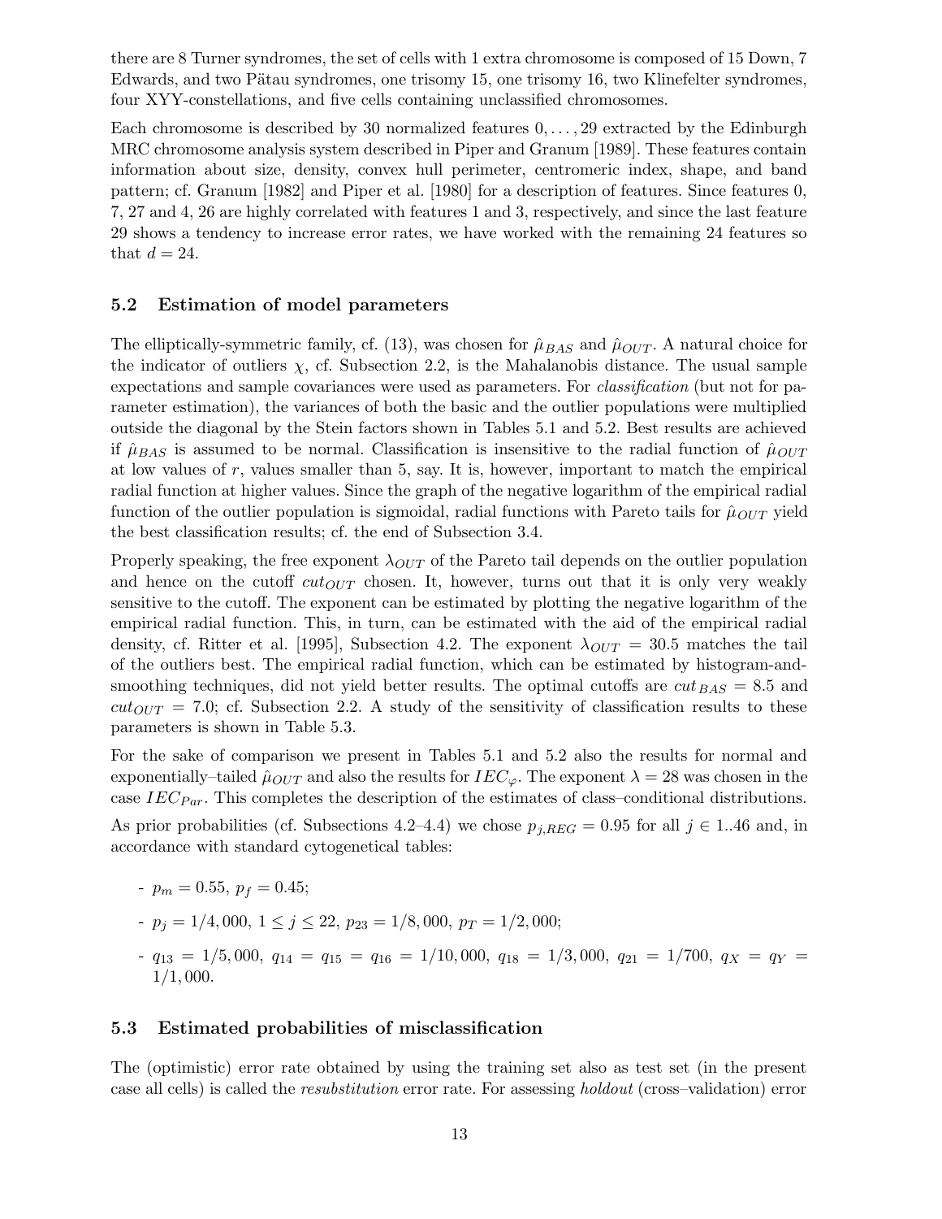there are 8 Turner syndromes, the set of cells with 1 extra chromosome is composed of 15 Down, 7 Edwards, and two Pätau syndromes, one trisomy 15, one trisomy 16, two Klinefelter syndromes, four XYY-constellations, and five cells containing unclassified chromosomes.

Each chromosome is described by 30 normalized features $0, \ldots, 29$ extracted by the Edinburgh MRC chromosome analysis system described in Piper and Granum [1989]. These features contain information about size, density, convex hull perimeter, centromeric index, shape, and band pattern; cf. Granum [1982] and Piper et al. [1980] for a description of features. Since features 0, 7, 27 and 4, 26 are highly correlated with features 1 and 3, respectively, and since the last feature 29 shows a tendency to increase error rates, we have worked with the remaining 24 features so that $d = 24$.

### 5.2 Estimation of model parameters

The elliptically-symmetric family, cf. (13), was chosen for $\hat{\mu}_{BAS}$ and $\hat{\mu}_{OUT}$. A natural choice for the indicator of outliers $\chi$, cf. Subsection 2.2, is the Mahalanobis distance. The usual sample expectations and sample covariances were used as parameters. For *classification* (but not for parameter estimation), the variances of both the basic and the outlier populations were multiplied outside the diagonal by the Stein factors shown in Tables 5.1 and 5.2. Best results are achieved if $\hat{\mu}_{BAS}$ is assumed to be normal. Classification is insensitive to the radial function of $\hat{\mu}_{OUT}$ at low values of $r$, values smaller than 5, say. It is, however, important to match the empirical radial function at higher values. Since the graph of the negative logarithm of the empirical radial function of the outlier population is sigmoidal, radial functions with Pareto tails for $\hat{\mu}_{OUT}$ yield the best classification results; cf. the end of Subsection 3.4.

Properly speaking, the free exponent $\lambda_{OUT}$ of the Pareto tail depends on the outlier population and hence on the cutoff $cut_{OUT}$ chosen. It, however, turns out that it is only very weakly sensitive to the cutoff. The exponent can be estimated by plotting the negative logarithm of the empirical radial function. This, in turn, can be estimated with the aid of the empirical radial density, cf. Ritter et al. [1995], Subsection 4.2. The exponent $\lambda_{OUT} = 30.5$ matches the tail of the outliers best. The empirical radial function, which can be estimated by histogram-and-smoothing techniques, did not yield better results. The optimal cutoffs are $cut_{BAS} = 8.5$ and $cut_{OUT} = 7.0$; cf. Subsection 2.2. A study of the sensitivity of classification results to these parameters is shown in Table 5.3.

For the sake of comparison we present in Tables 5.1 and 5.2 also the results for normal and exponentially–tailed $\hat{\mu}_{OUT}$ and also the results for $IEC_{\varphi}$. The exponent $\lambda = 28$ was chosen in the case $IEC_{Par}$. This completes the description of the estimates of class–conditional distributions.

As prior probabilities (cf. Subsections 4.2–4.4) we chose $p_{j,REG} = 0.95$ for all $j \in 1..46$ and, in accordance with standard cytogenetical tables:

- $p_m = 0.55$, $p_f = 0.45$;
- $p_j = 1/4,000$, $1 \leq j \leq 22$, $p_{23} = 1/8,000$, $p_T = 1/2,000$;
- $q_{13} = 1/5,000$, $q_{14} = q_{15} = q_{16} = 1/10,000$, $q_{18} = 1/3,000$, $q_{21} = 1/700$, $q_X = q_Y = 1/1,000$.

### 5.3 Estimated probabilities of misclassification

The (optimistic) error rate obtained by using the training set also as test set (in the present case all cells) is called the *resubstitution* error rate. For assessing *holdout* (cross–validation) error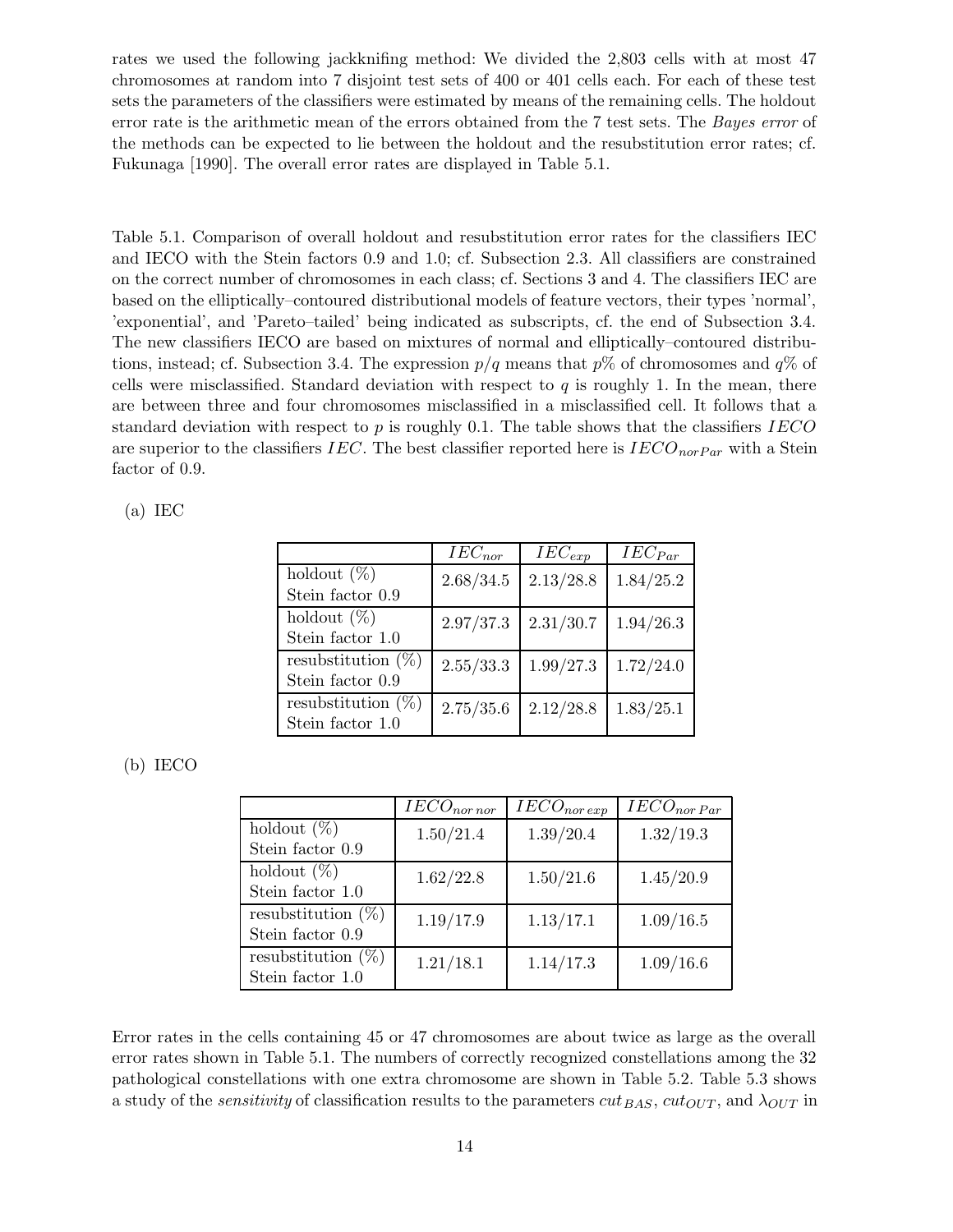rates we used the following jackknifing method: We divided the 2,803 cells with at most 47 chromosomes at random into 7 disjoint test sets of 400 or 401 cells each. For each of these test sets the parameters of the classifiers were estimated by means of the remaining cells. The holdout error rate is the arithmetic mean of the errors obtained from the 7 test sets. The *Bayes error* of the methods can be expected to lie between the holdout and the resubstitution error rates; cf. Fukunaga [1990]. The overall error rates are displayed in Table 5.1.

Table 5.1. Comparison of overall holdout and resubstitution error rates for the classifiers IEC and IECO with the Stein factors 0.9 and 1.0; cf. Subsection 2.3. All classifiers are constrained on the correct number of chromosomes in each class; cf. Sections 3 and 4. The classifiers IEC are based on the elliptically–contoured distributional models of feature vectors, their types 'normal', 'exponential', and 'Pareto–tailed' being indicated as subscripts, cf. the end of Subsection 3.4. The new classifiers IECO are based on mixtures of normal and elliptically–contoured distributions, instead; cf. Subsection 3.4. The expression $p/q$ means that $p$% of chromosomes and $q$% of cells were misclassified. Standard deviation with respect to $q$ is roughly 1. In the mean, there are between three and four chromosomes misclassified in a misclassified cell. It follows that a standard deviation with respect to $p$ is roughly 0.1. The table shows that the classifiers $IECO$ are superior to the classifiers $IEC$. The best classifier reported here is $IECO_{norPar}$ with a Stein factor of 0.9.

(a) IEC

| | $IEC_{nor}$ | $IEC_{exp}$ | $IEC_{Par}$ |
|---|---|---|---|
| holdout (%) Stein factor 0.9 | 2.68/34.5 | 2.13/28.8 | 1.84/25.2 |
| holdout (%) Stein factor 1.0 | 2.97/37.3 | 2.31/30.7 | 1.94/26.3 |
| resubstitution (%) Stein factor 0.9 | 2.55/33.3 | 1.99/27.3 | 1.72/24.0 |
| resubstitution (%) Stein factor 1.0 | 2.75/35.6 | 2.12/28.8 | 1.83/25.1 |

(b) IECO

| | $IECO_{nor\,nor}$ | $IECO_{nor\,exp}$ | $IECO_{nor\,Par}$ |
|---|---|---|---|
| holdout (%) Stein factor 0.9 | 1.50/21.4 | 1.39/20.4 | 1.32/19.3 |
| holdout (%) Stein factor 1.0 | 1.62/22.8 | 1.50/21.6 | 1.45/20.9 |
| resubstitution (%) Stein factor 0.9 | 1.19/17.9 | 1.13/17.1 | 1.09/16.5 |
| resubstitution (%) Stein factor 1.0 | 1.21/18.1 | 1.14/17.3 | 1.09/16.6 |

Error rates in the cells containing 45 or 47 chromosomes are about twice as large as the overall error rates shown in Table 5.1. The numbers of correctly recognized constellations among the 32 pathological constellations with one extra chromosome are shown in Table 5.2. Table 5.3 shows a study of the *sensitivity* of classification results to the parameters $cut_{BAS}$, $cut_{OUT}$, and $\lambda_{OUT}$ in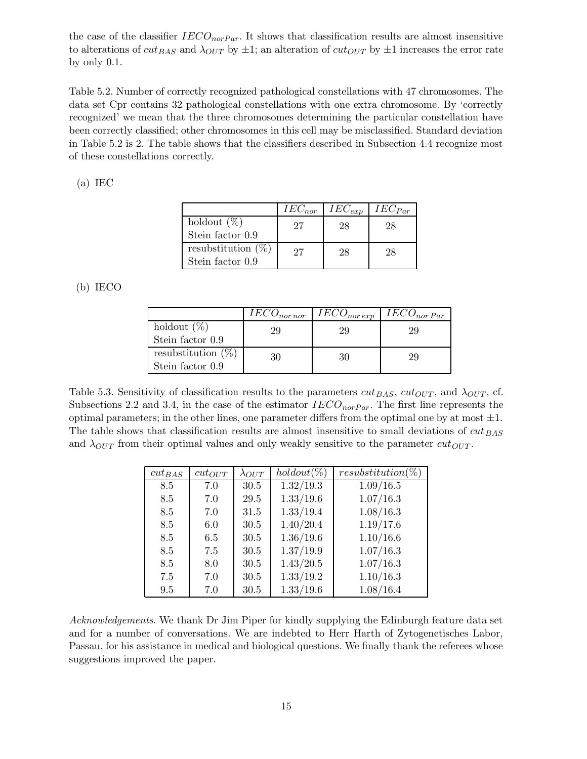the case of the classifier $IECO_{norPar}$. It shows that classification results are almost insensitive to alterations of $cut_{BAS}$ and $\lambda_{OUT}$ by $\pm 1$; an alteration of $cut_{OUT}$ by $\pm 1$ increases the error rate by only 0.1.

Table 5.2. Number of correctly recognized pathological constellations with 47 chromosomes. The data set Cpr contains 32 pathological constellations with one extra chromosome. By 'correctly recognized' we mean that the three chromosomes determining the particular constellation have been correctly classified; other chromosomes in this cell may be misclassified. Standard deviation in Table 5.2 is 2. The table shows that the classifiers described in Subsection 4.4 recognize most of these constellations correctly.

(a) IEC

| | $IEC_{nor}$ | $IEC_{exp}$ | $IEC_{Par}$ |
|---|---|---|---|
| holdout (%) Stein factor 0.9 | 27 | 28 | 28 |
| resubstitution (%) Stein factor 0.9 | 27 | 28 | 28 |

(b) IECO

| | $IECO_{nor\,nor}$ | $IECO_{nor\,exp}$ | $IECO_{nor\,Par}$ |
|---|---|---|---|
| holdout (%) Stein factor 0.9 | 29 | 29 | 29 |
| resubstitution (%) Stein factor 0.9 | 30 | 30 | 29 |

Table 5.3. Sensitivity of classification results to the parameters $cut_{BAS}$, $cut_{OUT}$, and $\lambda_{OUT}$, cf. Subsections 2.2 and 3.4, in the case of the estimator $IECO_{norPar}$. The first line represents the optimal parameters; in the other lines, one parameter differs from the optimal one by at most $\pm 1$. The table shows that classification results are almost insensitive to small deviations of $cut_{BAS}$ and $\lambda_{OUT}$ from their optimal values and only weakly sensitive to the parameter $cut_{OUT}$.

| $cut_{BAS}$ | $cut_{OUT}$ | $\lambda_{OUT}$ | $holdout(\%)$ | $resubstitution(\%)$ |
|---|---|---|---|---|
| 8.5 | 7.0 | 30.5 | 1.32/19.3 | 1.09/16.5 |
| 8.5 | 7.0 | 29.5 | 1.33/19.6 | 1.07/16.3 |
| 8.5 | 7.0 | 31.5 | 1.33/19.4 | 1.08/16.3 |
| 8.5 | 6.0 | 30.5 | 1.40/20.4 | 1.19/17.6 |
| 8.5 | 6.5 | 30.5 | 1.36/19.6 | 1.10/16.6 |
| 8.5 | 7.5 | 30.5 | 1.37/19.9 | 1.07/16.3 |
| 8.5 | 8.0 | 30.5 | 1.43/20.5 | 1.07/16.3 |
| 7.5 | 7.0 | 30.5 | 1.33/19.2 | 1.10/16.3 |
| 9.5 | 7.0 | 30.5 | 1.33/19.6 | 1.08/16.4 |

*Acknowledgements*. We thank Dr Jim Piper for kindly supplying the Edinburgh feature data set and for a number of conversations. We are indebted to Herr Harth of Zytogenetisches Labor, Passau, for his assistance in medical and biological questions. We finally thank the referees whose suggestions improved the paper.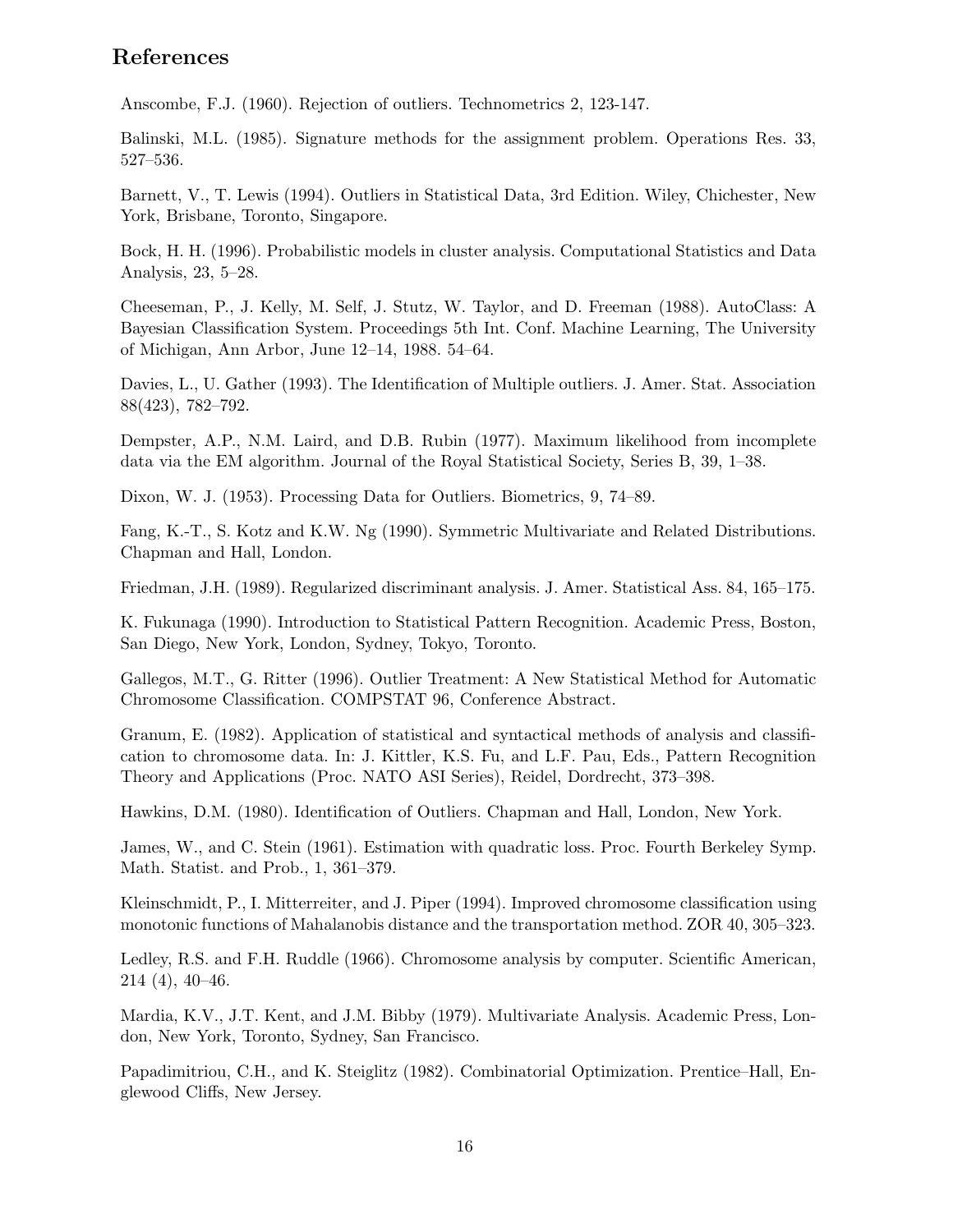## References

Anscombe, F.J. (1960). Rejection of outliers. Technometrics 2, 123-147.

Balinski, M.L. (1985). Signature methods for the assignment problem. Operations Res. 33, 527–536.

Barnett, V., T. Lewis (1994). Outliers in Statistical Data, 3rd Edition. Wiley, Chichester, New York, Brisbane, Toronto, Singapore.

Bock, H. H. (1996). Probabilistic models in cluster analysis. Computational Statistics and Data Analysis, 23, 5–28.

Cheeseman, P., J. Kelly, M. Self, J. Stutz, W. Taylor, and D. Freeman (1988). AutoClass: A Bayesian Classification System. Proceedings 5th Int. Conf. Machine Learning, The University of Michigan, Ann Arbor, June 12–14, 1988. 54–64.

Davies, L., U. Gather (1993). The Identification of Multiple outliers. J. Amer. Stat. Association 88(423), 782–792.

Dempster, A.P., N.M. Laird, and D.B. Rubin (1977). Maximum likelihood from incomplete data via the EM algorithm. Journal of the Royal Statistical Society, Series B, 39, 1–38.

Dixon, W. J. (1953). Processing Data for Outliers. Biometrics, 9, 74–89.

Fang, K.-T., S. Kotz and K.W. Ng (1990). Symmetric Multivariate and Related Distributions. Chapman and Hall, London.

Friedman, J.H. (1989). Regularized discriminant analysis. J. Amer. Statistical Ass. 84, 165–175.

K. Fukunaga (1990). Introduction to Statistical Pattern Recognition. Academic Press, Boston, San Diego, New York, London, Sydney, Tokyo, Toronto.

Gallegos, M.T., G. Ritter (1996). Outlier Treatment: A New Statistical Method for Automatic Chromosome Classification. COMPSTAT 96, Conference Abstract.

Granum, E. (1982). Application of statistical and syntactical methods of analysis and classification to chromosome data. In: J. Kittler, K.S. Fu, and L.F. Pau, Eds., Pattern Recognition Theory and Applications (Proc. NATO ASI Series), Reidel, Dordrecht, 373–398.

Hawkins, D.M. (1980). Identification of Outliers. Chapman and Hall, London, New York.

James, W., and C. Stein (1961). Estimation with quadratic loss. Proc. Fourth Berkeley Symp. Math. Statist. and Prob., 1, 361–379.

Kleinschmidt, P., I. Mitterreiter, and J. Piper (1994). Improved chromosome classification using monotonic functions of Mahalanobis distance and the transportation method. ZOR 40, 305–323.

Ledley, R.S. and F.H. Ruddle (1966). Chromosome analysis by computer. Scientific American, 214 (4), 40–46.

Mardia, K.V., J.T. Kent, and J.M. Bibby (1979). Multivariate Analysis. Academic Press, London, New York, Toronto, Sydney, San Francisco.

Papadimitriou, C.H., and K. Steiglitz (1982). Combinatorial Optimization. Prentice–Hall, Englewood Cliffs, New Jersey.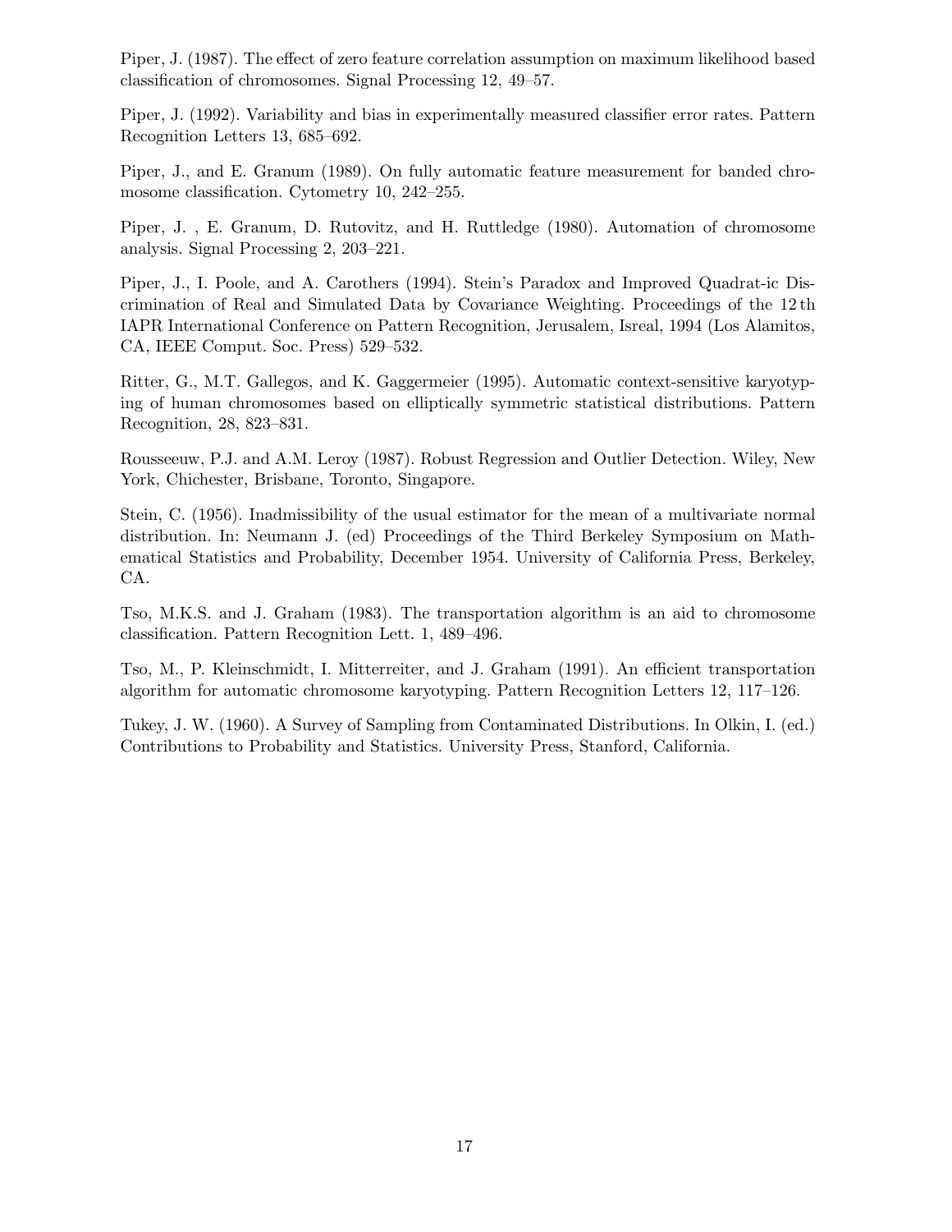Piper, J. (1987). The effect of zero feature correlation assumption on maximum likelihood based classification of chromosomes. Signal Processing 12, 49–57.

Piper, J. (1992). Variability and bias in experimentally measured classifier error rates. Pattern Recognition Letters 13, 685–692.

Piper, J., and E. Granum (1989). On fully automatic feature measurement for banded chromosome classification. Cytometry 10, 242–255.

Piper, J. , E. Granum, D. Rutovitz, and H. Ruttledge (1980). Automation of chromosome analysis. Signal Processing 2, 203–221.

Piper, J., I. Poole, and A. Carothers (1994). Stein's Paradox and Improved Quadrat-ic Discrimination of Real and Simulated Data by Covariance Weighting. Proceedings of the 12 th IAPR International Conference on Pattern Recognition, Jerusalem, Isreal, 1994 (Los Alamitos, CA, IEEE Comput. Soc. Press) 529–532.

Ritter, G., M.T. Gallegos, and K. Gaggermeier (1995). Automatic context-sensitive karyotyping of human chromosomes based on elliptically symmetric statistical distributions. Pattern Recognition, 28, 823–831.

Rousseeuw, P.J. and A.M. Leroy (1987). Robust Regression and Outlier Detection. Wiley, New York, Chichester, Brisbane, Toronto, Singapore.

Stein, C. (1956). Inadmissibility of the usual estimator for the mean of a multivariate normal distribution. In: Neumann J. (ed) Proceedings of the Third Berkeley Symposium on Mathematical Statistics and Probability, December 1954. University of California Press, Berkeley, CA.

Tso, M.K.S. and J. Graham (1983). The transportation algorithm is an aid to chromosome classification. Pattern Recognition Lett. 1, 489–496.

Tso, M., P. Kleinschmidt, I. Mitterreiter, and J. Graham (1991). An efficient transportation algorithm for automatic chromosome karyotyping. Pattern Recognition Letters 12, 117–126.

Tukey, J. W. (1960). A Survey of Sampling from Contaminated Distributions. In Olkin, I. (ed.) Contributions to Probability and Statistics. University Press, Stanford, California.